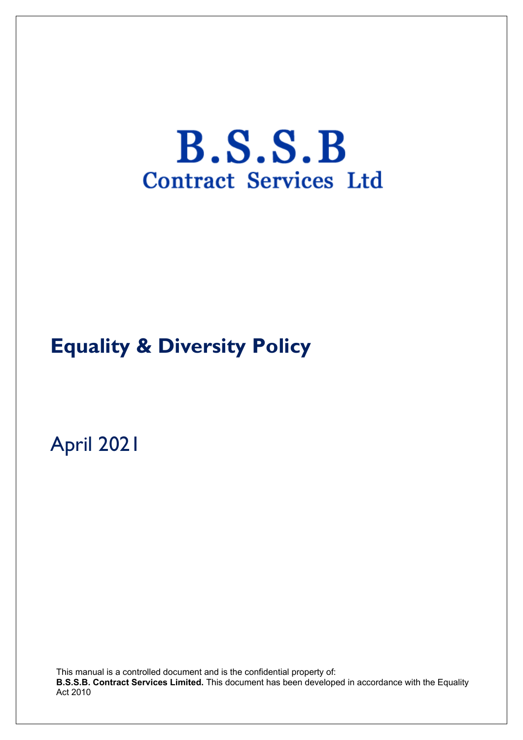# B.S.S.B
## Contract Services Ltd

# Equality & Diversity Policy

April 2021

This manual is a controlled document and is the confidential property of:
**B.S.S.B. Contract Services Limited.** This document has been developed in accordance with the Equality Act 2010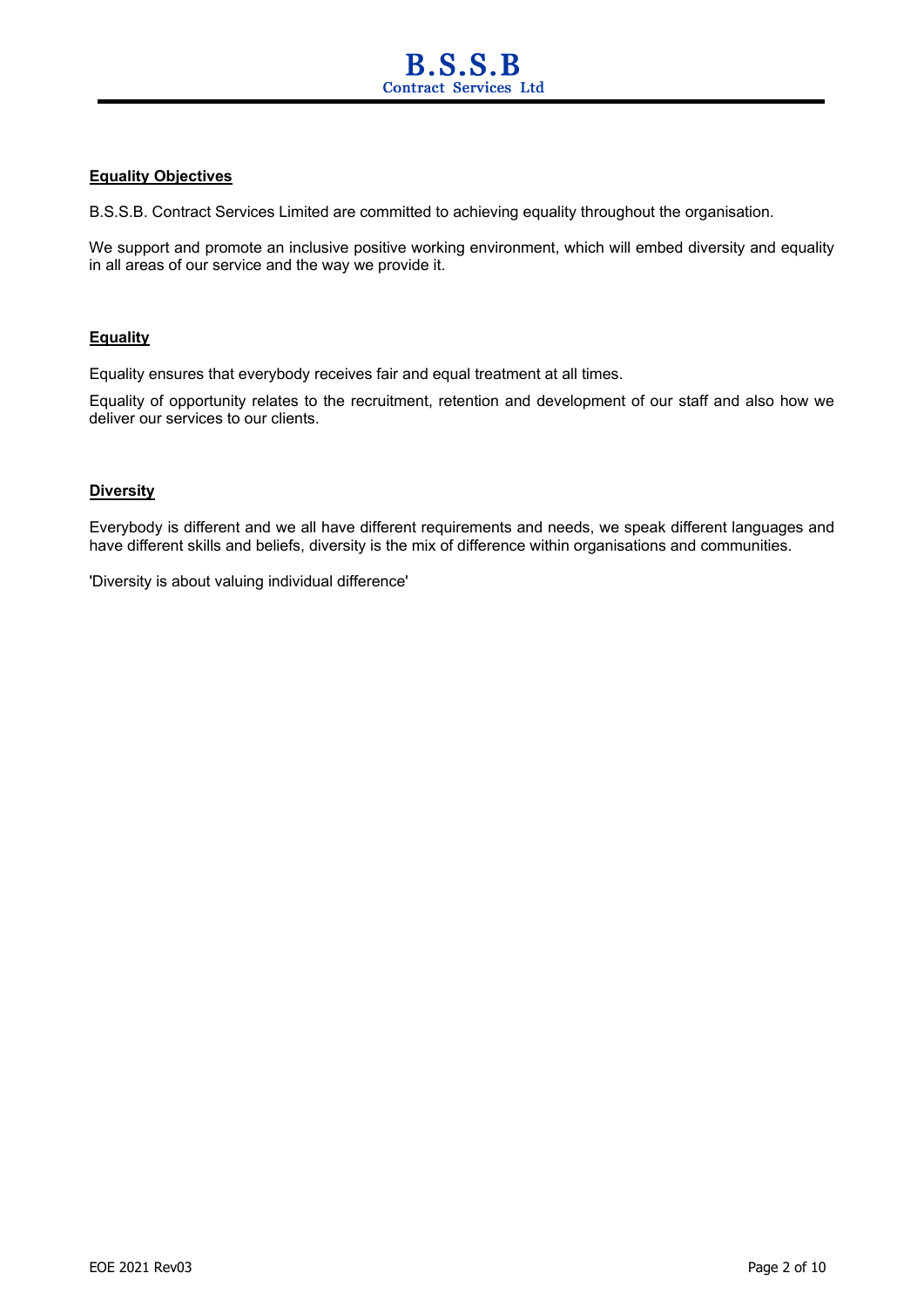## Equality Objectives

B.S.S.B. Contract Services Limited are committed to achieving equality throughout the organisation.

We support and promote an inclusive positive working environment, which will embed diversity and equality in all areas of our service and the way we provide it.

## Equality

Equality ensures that everybody receives fair and equal treatment at all times.

Equality of opportunity relates to the recruitment, retention and development of our staff and also how we deliver our services to our clients.

## Diversity

Everybody is different and we all have different requirements and needs, we speak different languages and have different skills and beliefs, diversity is the mix of difference within organisations and communities.

'Diversity is about valuing individual difference'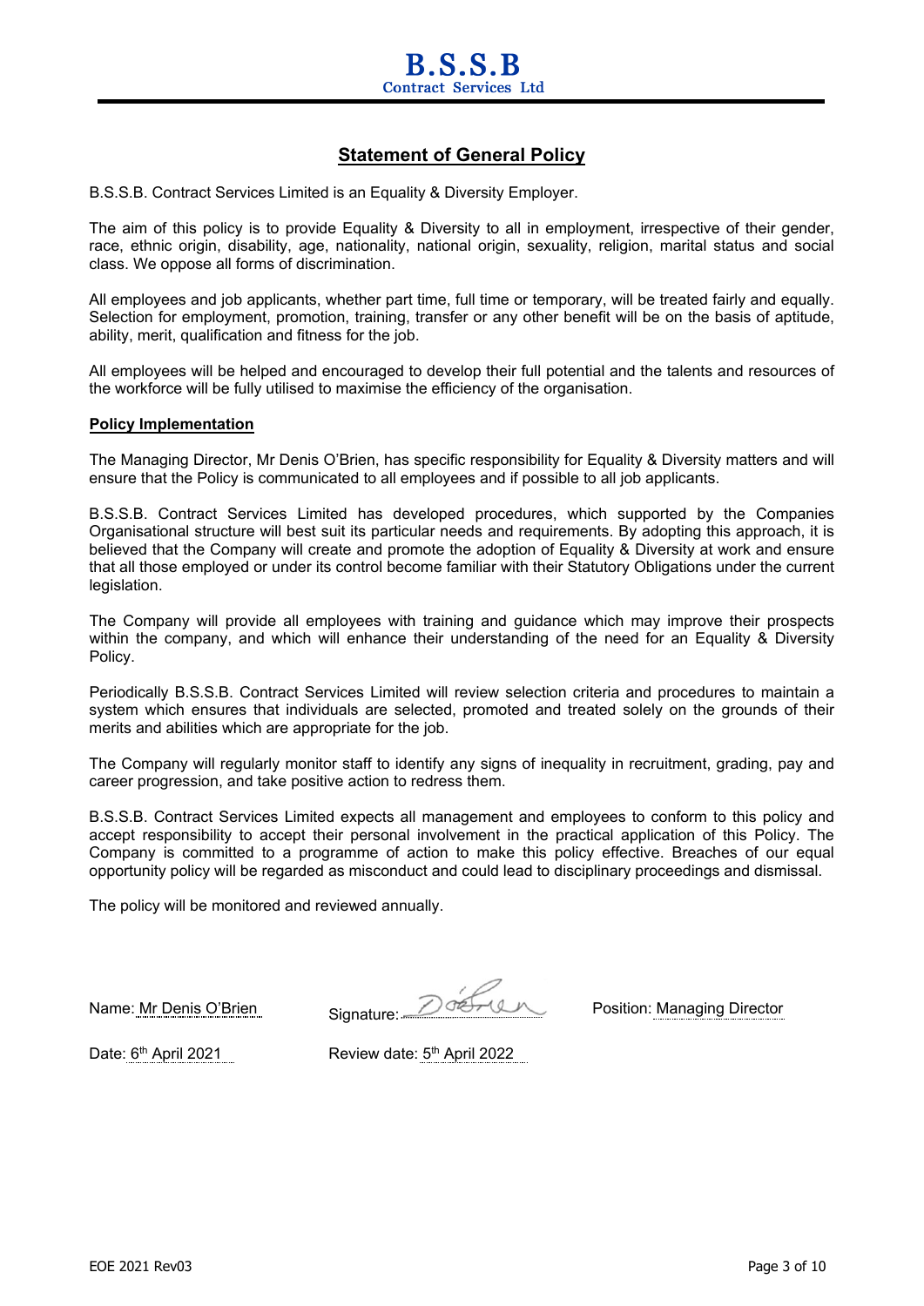# Statement of General Policy

B.S.S.B. Contract Services Limited is an Equality & Diversity Employer.

The aim of this policy is to provide Equality & Diversity to all in employment, irrespective of their gender, race, ethnic origin, disability, age, nationality, national origin, sexuality, religion, marital status and social class. We oppose all forms of discrimination.

All employees and job applicants, whether part time, full time or temporary, will be treated fairly and equally. Selection for employment, promotion, training, transfer or any other benefit will be on the basis of aptitude, ability, merit, qualification and fitness for the job.

All employees will be helped and encouraged to develop their full potential and the talents and resources of the workforce will be fully utilised to maximise the efficiency of the organisation.

## Policy Implementation

The Managing Director, Mr Denis O'Brien, has specific responsibility for Equality & Diversity matters and will ensure that the Policy is communicated to all employees and if possible to all job applicants.

B.S.S.B. Contract Services Limited has developed procedures, which supported by the Companies Organisational structure will best suit its particular needs and requirements. By adopting this approach, it is believed that the Company will create and promote the adoption of Equality & Diversity at work and ensure that all those employed or under its control become familiar with their Statutory Obligations under the current legislation.

The Company will provide all employees with training and guidance which may improve their prospects within the company, and which will enhance their understanding of the need for an Equality & Diversity Policy.

Periodically B.S.S.B. Contract Services Limited will review selection criteria and procedures to maintain a system which ensures that individuals are selected, promoted and treated solely on the grounds of their merits and abilities which are appropriate for the job.

The Company will regularly monitor staff to identify any signs of inequality in recruitment, grading, pay and career progression, and take positive action to redress them.

B.S.S.B. Contract Services Limited expects all management and employees to conform to this policy and accept responsibility to accept their personal involvement in the practical application of this Policy. The Company is committed to a programme of action to make this policy effective. Breaches of our equal opportunity policy will be regarded as misconduct and could lead to disciplinary proceedings and dismissal.

The policy will be monitored and reviewed annually.

Name: Mr Denis O'Brien    Signature: D O'Brien    Position: Managing Director

Date: 6th April 2021    Review date: 5th April 2022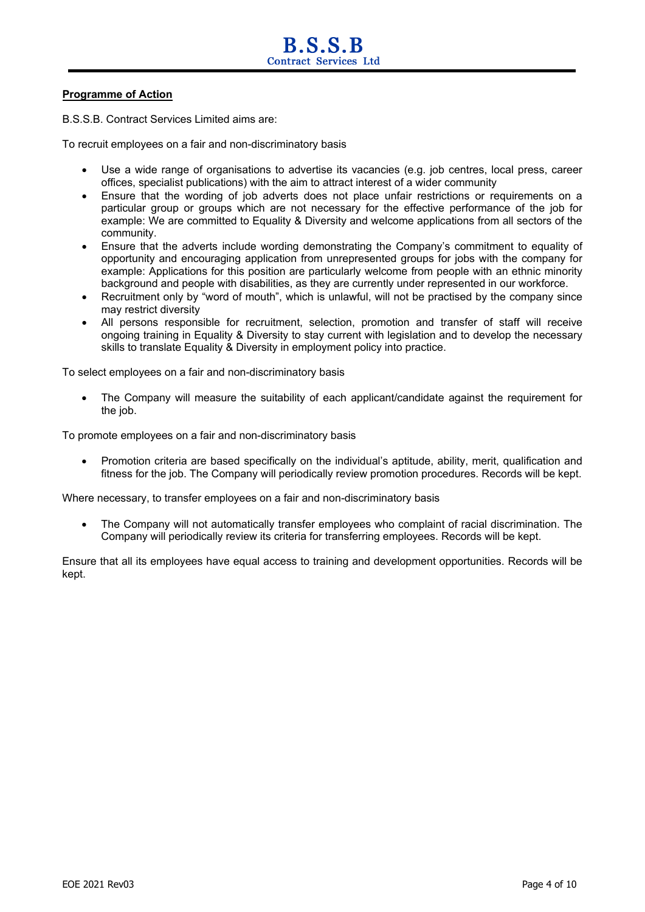**Programme of Action**

B.S.S.B. Contract Services Limited aims are:

To recruit employees on a fair and non-discriminatory basis

- Use a wide range of organisations to advertise its vacancies (e.g. job centres, local press, career offices, specialist publications) with the aim to attract interest of a wider community
- Ensure that the wording of job adverts does not place unfair restrictions or requirements on a particular group or groups which are not necessary for the effective performance of the job for example: We are committed to Equality & Diversity and welcome applications from all sectors of the community.
- Ensure that the adverts include wording demonstrating the Company's commitment to equality of opportunity and encouraging application from unrepresented groups for jobs with the company for example: Applications for this position are particularly welcome from people with an ethnic minority background and people with disabilities, as they are currently under represented in our workforce.
- Recruitment only by "word of mouth", which is unlawful, will not be practised by the company since may restrict diversity
- All persons responsible for recruitment, selection, promotion and transfer of staff will receive ongoing training in Equality & Diversity to stay current with legislation and to develop the necessary skills to translate Equality & Diversity in employment policy into practice.

To select employees on a fair and non-discriminatory basis

- The Company will measure the suitability of each applicant/candidate against the requirement for the job.

To promote employees on a fair and non-discriminatory basis

- Promotion criteria are based specifically on the individual's aptitude, ability, merit, qualification and fitness for the job. The Company will periodically review promotion procedures. Records will be kept.

Where necessary, to transfer employees on a fair and non-discriminatory basis

- The Company will not automatically transfer employees who complaint of racial discrimination. The Company will periodically review its criteria for transferring employees. Records will be kept.

Ensure that all its employees have equal access to training and development opportunities. Records will be kept.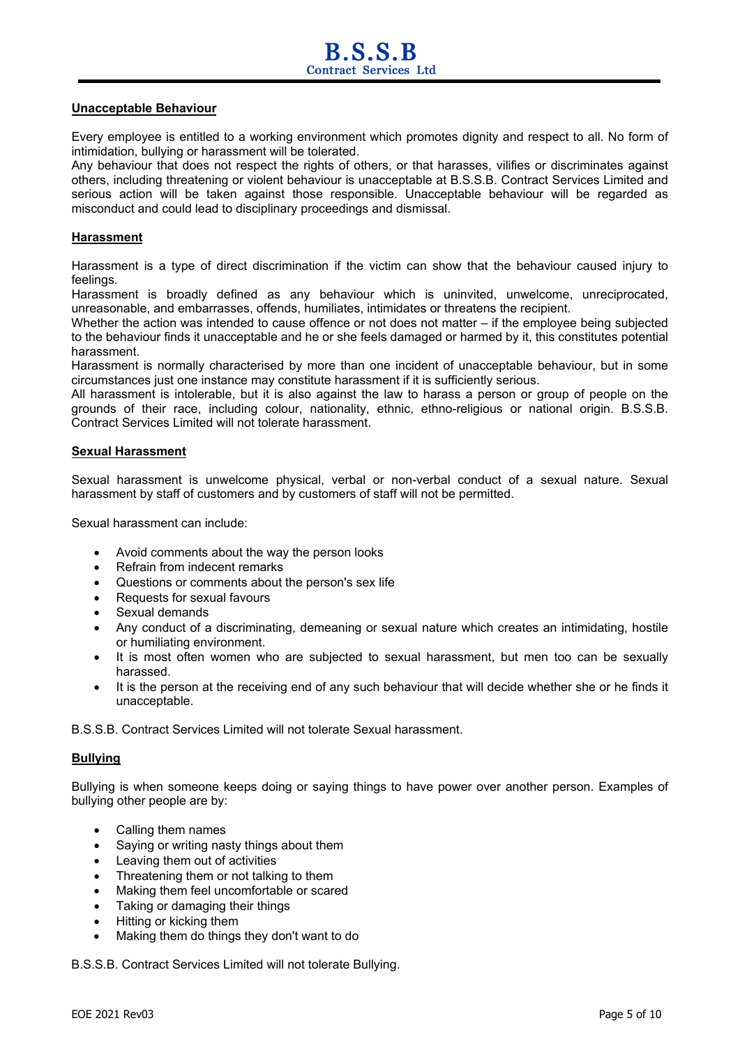## Unacceptable Behaviour

Every employee is entitled to a working environment which promotes dignity and respect to all. No form of intimidation, bullying or harassment will be tolerated.

Any behaviour that does not respect the rights of others, or that harasses, vilifies or discriminates against others, including threatening or violent behaviour is unacceptable at B.S.S.B. Contract Services Limited and serious action will be taken against those responsible. Unacceptable behaviour will be regarded as misconduct and could lead to disciplinary proceedings and dismissal.

## Harassment

Harassment is a type of direct discrimination if the victim can show that the behaviour caused injury to feelings.

Harassment is broadly defined as any behaviour which is uninvited, unwelcome, unreciprocated, unreasonable, and embarrasses, offends, humiliates, intimidates or threatens the recipient.

Whether the action was intended to cause offence or not does not matter – if the employee being subjected to the behaviour finds it unacceptable and he or she feels damaged or harmed by it, this constitutes potential harassment.

Harassment is normally characterised by more than one incident of unacceptable behaviour, but in some circumstances just one instance may constitute harassment if it is sufficiently serious.

All harassment is intolerable, but it is also against the law to harass a person or group of people on the grounds of their race, including colour, nationality, ethnic, ethno-religious or national origin. B.S.S.B. Contract Services Limited will not tolerate harassment.

## Sexual Harassment

Sexual harassment is unwelcome physical, verbal or non-verbal conduct of a sexual nature. Sexual harassment by staff of customers and by customers of staff will not be permitted.

Sexual harassment can include:

- Avoid comments about the way the person looks
- Refrain from indecent remarks
- Questions or comments about the person's sex life
- Requests for sexual favours
- Sexual demands
- Any conduct of a discriminating, demeaning or sexual nature which creates an intimidating, hostile or humiliating environment.
- It is most often women who are subjected to sexual harassment, but men too can be sexually harassed.
- It is the person at the receiving end of any such behaviour that will decide whether she or he finds it unacceptable.

B.S.S.B. Contract Services Limited will not tolerate Sexual harassment.

## Bullying

Bullying is when someone keeps doing or saying things to have power over another person. Examples of bullying other people are by:

- Calling them names
- Saying or writing nasty things about them
- Leaving them out of activities
- Threatening them or not talking to them
- Making them feel uncomfortable or scared
- Taking or damaging their things
- Hitting or kicking them
- Making them do things they don't want to do

B.S.S.B. Contract Services Limited will not tolerate Bullying.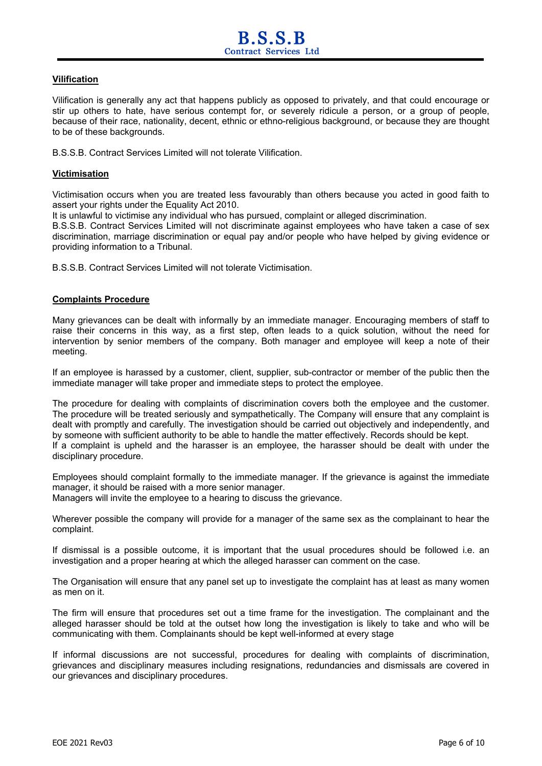## Vilification

Vilification is generally any act that happens publicly as opposed to privately, and that could encourage or stir up others to hate, have serious contempt for, or severely ridicule a person, or a group of people, because of their race, nationality, decent, ethnic or ethno-religious background, or because they are thought to be of these backgrounds.

B.S.S.B. Contract Services Limited will not tolerate Vilification.

## Victimisation

Victimisation occurs when you are treated less favourably than others because you acted in good faith to assert your rights under the Equality Act 2010.
It is unlawful to victimise any individual who has pursued, complaint or alleged discrimination.
B.S.S.B. Contract Services Limited will not discriminate against employees who have taken a case of sex discrimination, marriage discrimination or equal pay and/or people who have helped by giving evidence or providing information to a Tribunal.

B.S.S.B. Contract Services Limited will not tolerate Victimisation.

## Complaints Procedure

Many grievances can be dealt with informally by an immediate manager. Encouraging members of staff to raise their concerns in this way, as a first step, often leads to a quick solution, without the need for intervention by senior members of the company. Both manager and employee will keep a note of their meeting.

If an employee is harassed by a customer, client, supplier, sub-contractor or member of the public then the immediate manager will take proper and immediate steps to protect the employee.

The procedure for dealing with complaints of discrimination covers both the employee and the customer. The procedure will be treated seriously and sympathetically. The Company will ensure that any complaint is dealt with promptly and carefully. The investigation should be carried out objectively and independently, and by someone with sufficient authority to be able to handle the matter effectively. Records should be kept.
If a complaint is upheld and the harasser is an employee, the harasser should be dealt with under the disciplinary procedure.

Employees should complaint formally to the immediate manager. If the grievance is against the immediate manager, it should be raised with a more senior manager.
Managers will invite the employee to a hearing to discuss the grievance.

Wherever possible the company will provide for a manager of the same sex as the complainant to hear the complaint.

If dismissal is a possible outcome, it is important that the usual procedures should be followed i.e. an investigation and a proper hearing at which the alleged harasser can comment on the case.

The Organisation will ensure that any panel set up to investigate the complaint has at least as many women as men on it.

The firm will ensure that procedures set out a time frame for the investigation. The complainant and the alleged harasser should be told at the outset how long the investigation is likely to take and who will be communicating with them. Complainants should be kept well-informed at every stage

If informal discussions are not successful, procedures for dealing with complaints of discrimination, grievances and disciplinary measures including resignations, redundancies and dismissals are covered in our grievances and disciplinary procedures.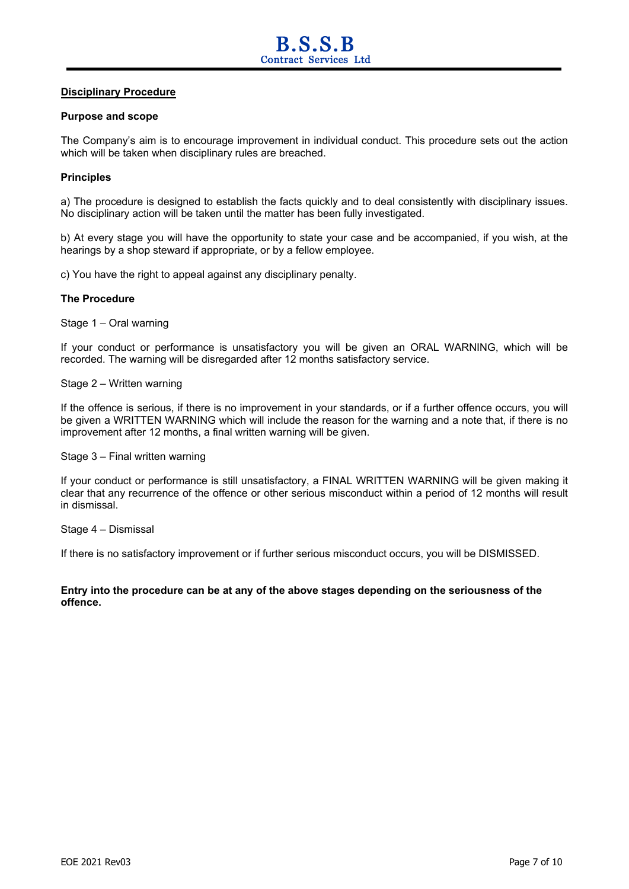## Disciplinary Procedure

### Purpose and scope

The Company's aim is to encourage improvement in individual conduct. This procedure sets out the action which will be taken when disciplinary rules are breached.

### Principles

a) The procedure is designed to establish the facts quickly and to deal consistently with disciplinary issues. No disciplinary action will be taken until the matter has been fully investigated.

b) At every stage you will have the opportunity to state your case and be accompanied, if you wish, at the hearings by a shop steward if appropriate, or by a fellow employee.

c) You have the right to appeal against any disciplinary penalty.

### The Procedure

Stage 1 – Oral warning

If your conduct or performance is unsatisfactory you will be given an ORAL WARNING, which will be recorded. The warning will be disregarded after 12 months satisfactory service.

Stage 2 – Written warning

If the offence is serious, if there is no improvement in your standards, or if a further offence occurs, you will be given a WRITTEN WARNING which will include the reason for the warning and a note that, if there is no improvement after 12 months, a final written warning will be given.

Stage 3 – Final written warning

If your conduct or performance is still unsatisfactory, a FINAL WRITTEN WARNING will be given making it clear that any recurrence of the offence or other serious misconduct within a period of 12 months will result in dismissal.

Stage 4 – Dismissal

If there is no satisfactory improvement or if further serious misconduct occurs, you will be DISMISSED.

**Entry into the procedure can be at any of the above stages depending on the seriousness of the offence.**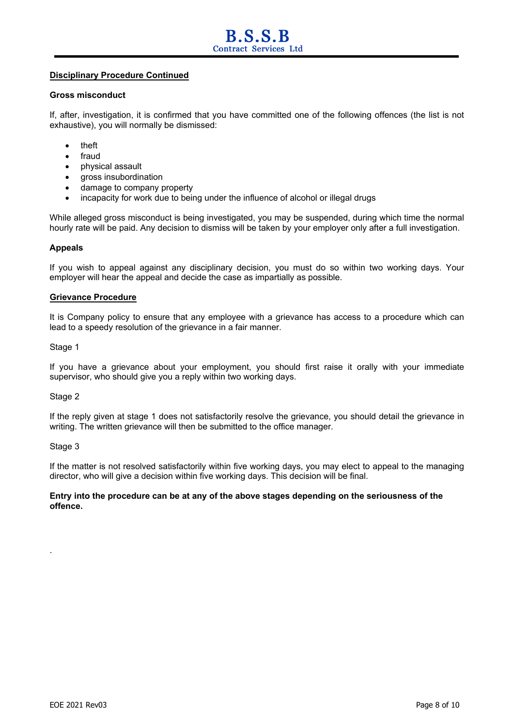**Disciplinary Procedure Continued**

**Gross misconduct**

If, after, investigation, it is confirmed that you have committed one of the following offences (the list is not exhaustive), you will normally be dismissed:

- theft
- fraud
- physical assault
- gross insubordination
- damage to company property
- incapacity for work due to being under the influence of alcohol or illegal drugs

While alleged gross misconduct is being investigated, you may be suspended, during which time the normal hourly rate will be paid. Any decision to dismiss will be taken by your employer only after a full investigation.

**Appeals**

If you wish to appeal against any disciplinary decision, you must do so within two working days. Your employer will hear the appeal and decide the case as impartially as possible.

**Grievance Procedure**

It is Company policy to ensure that any employee with a grievance has access to a procedure which can lead to a speedy resolution of the grievance in a fair manner.

Stage 1

If you have a grievance about your employment, you should first raise it orally with your immediate supervisor, who should give you a reply within two working days.

Stage 2

If the reply given at stage 1 does not satisfactorily resolve the grievance, you should detail the grievance in writing. The written grievance will then be submitted to the office manager.

Stage 3

If the matter is not resolved satisfactorily within five working days, you may elect to appeal to the managing director, who will give a decision within five working days. This decision will be final.

**Entry into the procedure can be at any of the above stages depending on the seriousness of the offence.**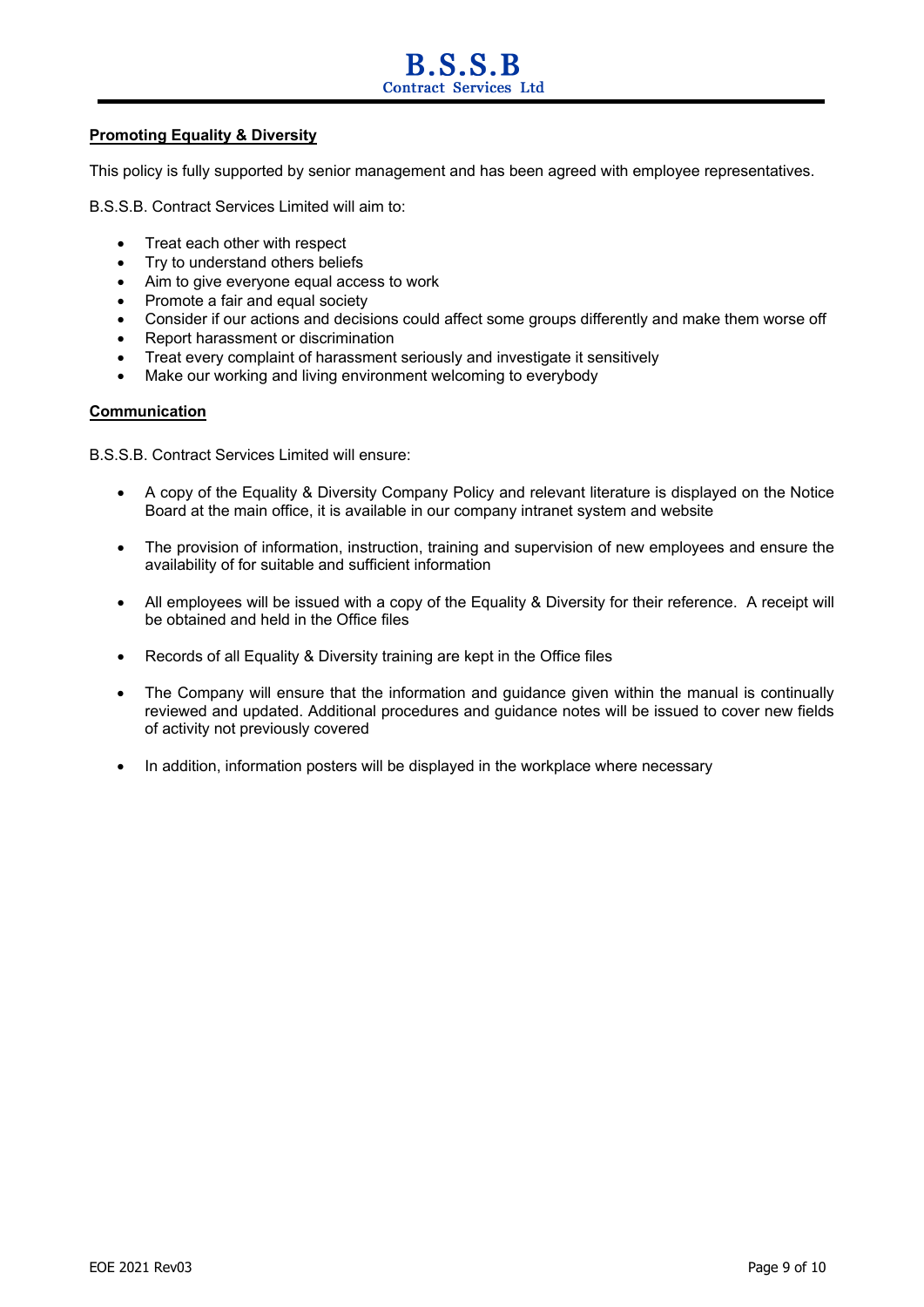## Promoting Equality & Diversity

This policy is fully supported by senior management and has been agreed with employee representatives.

B.S.S.B. Contract Services Limited will aim to:

- Treat each other with respect
- Try to understand others beliefs
- Aim to give everyone equal access to work
- Promote a fair and equal society
- Consider if our actions and decisions could affect some groups differently and make them worse off
- Report harassment or discrimination
- Treat every complaint of harassment seriously and investigate it sensitively
- Make our working and living environment welcoming to everybody

## Communication

B.S.S.B. Contract Services Limited will ensure:

- A copy of the Equality & Diversity Company Policy and relevant literature is displayed on the Notice Board at the main office, it is available in our company intranet system and website

- The provision of information, instruction, training and supervision of new employees and ensure the availability of for suitable and sufficient information

- All employees will be issued with a copy of the Equality & Diversity for their reference. A receipt will be obtained and held in the Office files

- Records of all Equality & Diversity training are kept in the Office files

- The Company will ensure that the information and guidance given within the manual is continually reviewed and updated. Additional procedures and guidance notes will be issued to cover new fields of activity not previously covered

- In addition, information posters will be displayed in the workplace where necessary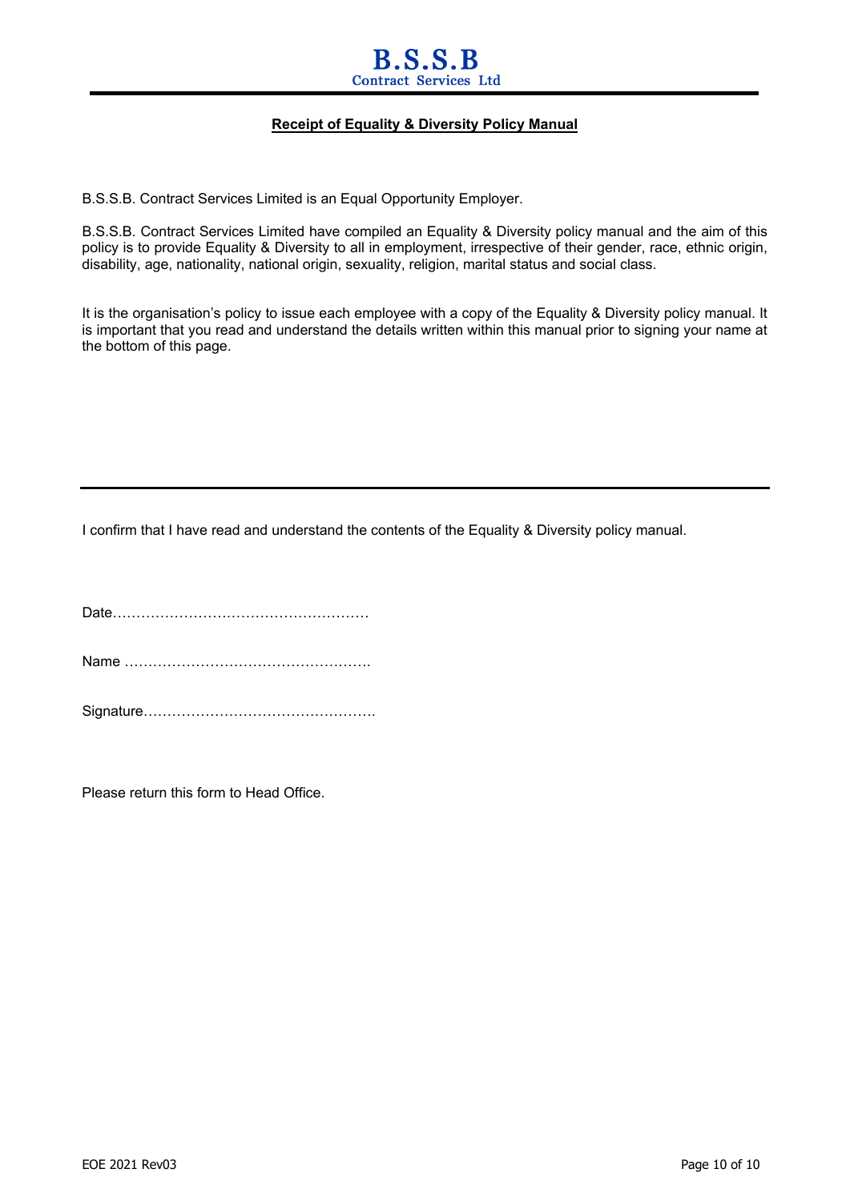**Receipt of Equality & Diversity Policy Manual**

B.S.S.B. Contract Services Limited is an Equal Opportunity Employer.

B.S.S.B. Contract Services Limited have compiled an Equality & Diversity policy manual and the aim of this policy is to provide Equality & Diversity to all in employment, irrespective of their gender, race, ethnic origin, disability, age, nationality, national origin, sexuality, religion, marital status and social class.

It is the organisation's policy to issue each employee with a copy of the Equality & Diversity policy manual. It is important that you read and understand the details written within this manual prior to signing your name at the bottom of this page.

---

I confirm that I have read and understand the contents of the Equality & Diversity policy manual.

Date………………………………………………

Name …………………………………………….

Signature………………………………………….

Please return this form to Head Office.